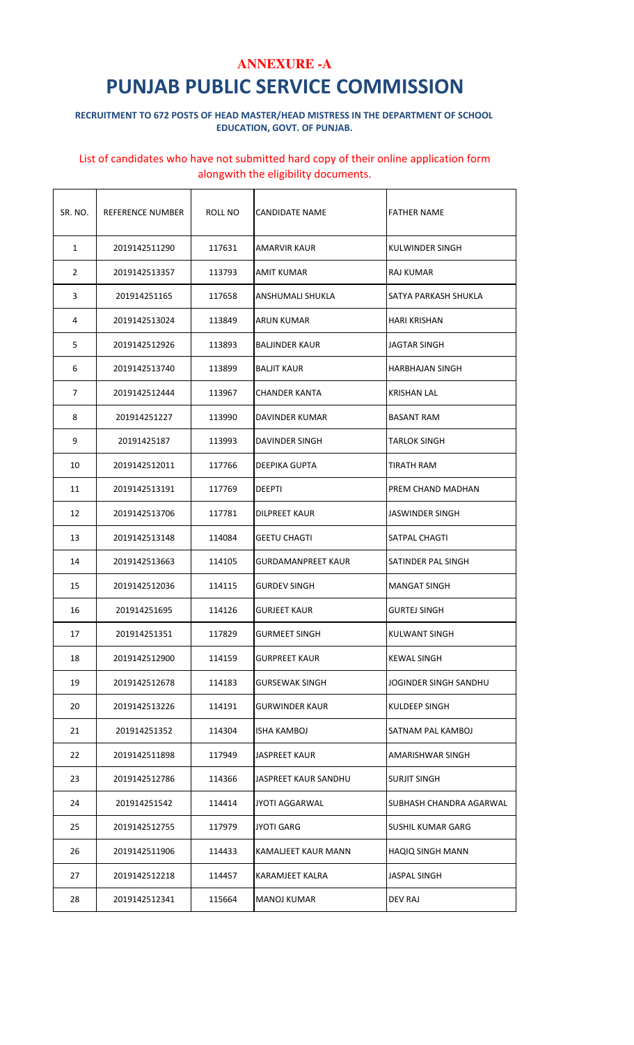# ANNEXURE -A

# PUNJAB PUBLIC SERVICE COMMISSION

**RECRUITMENT TO 672 POSTS OF HEAD MASTER/HEAD MISTRESS IN THE DEPARTMENT OF SCHOOL EDUCATION, GOVT. OF PUNJAB.**

List of candidates who have not submitted hard copy of their online application form alongwith the eligibility documents.

| SR. NO. | REFERENCE NUMBER | ROLL NO | CANDIDATE NAME | FATHER NAME |
|---|---|---|---|---|
| 1 | 2019142511290 | 117631 | AMARVIR KAUR | KULWINDER SINGH |
| 2 | 2019142513357 | 113793 | AMIT KUMAR | RAJ KUMAR |
| 3 | 201914251165 | 117658 | ANSHUMALI SHUKLA | SATYA PARKASH SHUKLA |
| 4 | 2019142513024 | 113849 | ARUN KUMAR | HARI KRISHAN |
| 5 | 2019142512926 | 113893 | BALJINDER KAUR | JAGTAR SINGH |
| 6 | 2019142513740 | 113899 | BALJIT KAUR | HARBHAJAN SINGH |
| 7 | 2019142512444 | 113967 | CHANDER KANTA | KRISHAN LAL |
| 8 | 201914251227 | 113990 | DAVINDER KUMAR | BASANT RAM |
| 9 | 20191425187 | 113993 | DAVINDER SINGH | TARLOK SINGH |
| 10 | 2019142512011 | 117766 | DEEPIKA GUPTA | TIRATH RAM |
| 11 | 2019142513191 | 117769 | DEEPTI | PREM CHAND MADHAN |
| 12 | 2019142513706 | 117781 | DILPREET KAUR | JASWINDER SINGH |
| 13 | 2019142513148 | 114084 | GEETU CHAGTI | SATPAL CHAGTI |
| 14 | 2019142513663 | 114105 | GURDAMANPREET KAUR | SATINDER PAL SINGH |
| 15 | 2019142512036 | 114115 | GURDEV SINGH | MANGAT SINGH |
| 16 | 201914251695 | 114126 | GURJEET KAUR | GURTEJ SINGH |
| 17 | 201914251351 | 117829 | GURMEET SINGH | KULWANT SINGH |
| 18 | 2019142512900 | 114159 | GURPREET KAUR | KEWAL SINGH |
| 19 | 2019142512678 | 114183 | GURSEWAK SINGH | JOGINDER SINGH SANDHU |
| 20 | 2019142513226 | 114191 | GURWINDER KAUR | KULDEEP SINGH |
| 21 | 201914251352 | 114304 | ISHA KAMBOJ | SATNAM PAL KAMBOJ |
| 22 | 2019142511898 | 117949 | JASPREET KAUR | AMARISHWAR SINGH |
| 23 | 2019142512786 | 114366 | JASPREET KAUR SANDHU | SURJIT SINGH |
| 24 | 201914251542 | 114414 | JYOTI AGGARWAL | SUBHASH CHANDRA AGARWAL |
| 25 | 2019142512755 | 117979 | JYOTI GARG | SUSHIL KUMAR GARG |
| 26 | 2019142511906 | 114433 | KAMALJEET KAUR MANN | HAQIQ SINGH MANN |
| 27 | 2019142512218 | 114457 | KARAMJEET KALRA | JASPAL SINGH |
| 28 | 2019142512341 | 115664 | MANOJ KUMAR | DEV RAJ |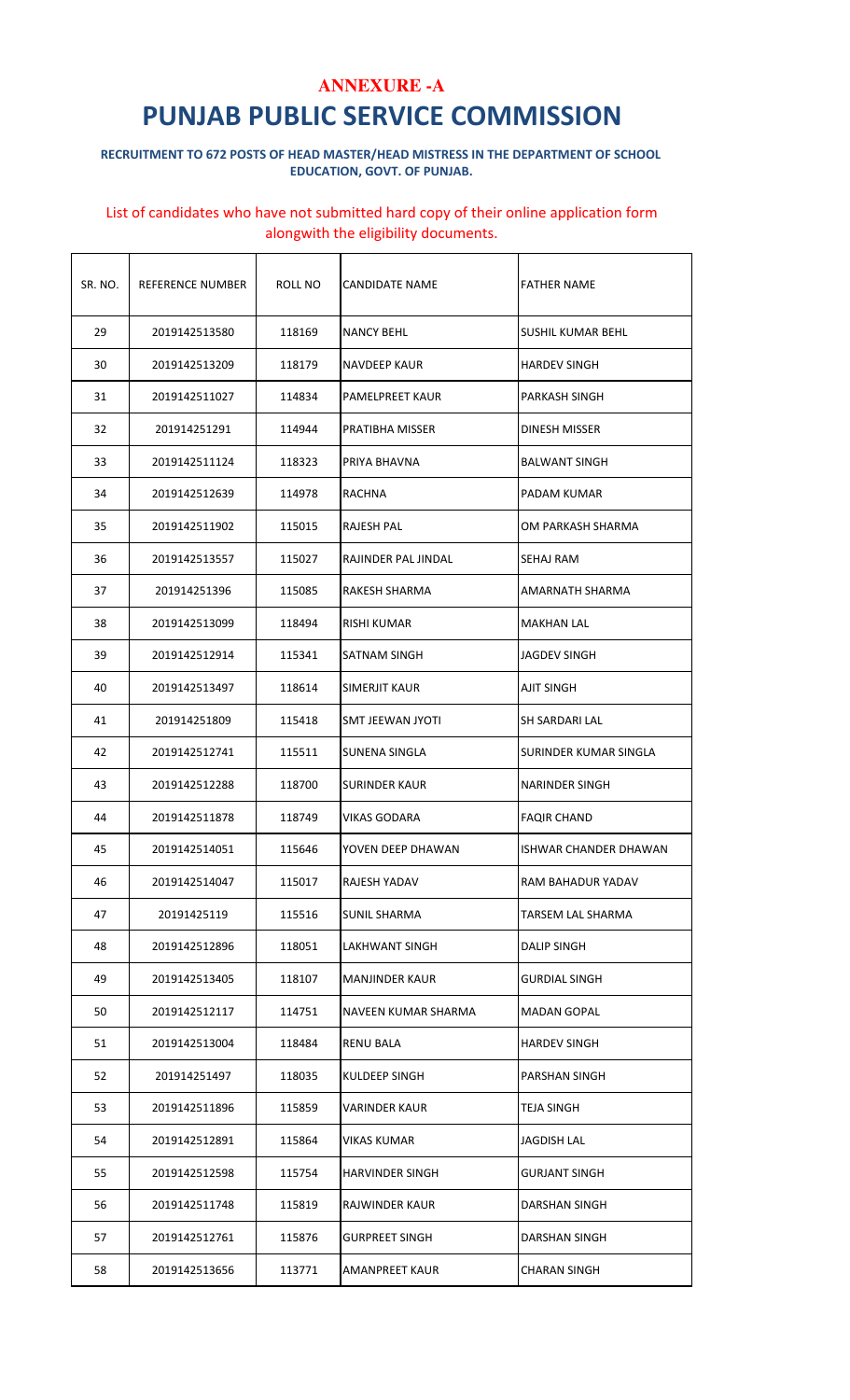**ANNEXURE -A**

# PUNJAB PUBLIC SERVICE COMMISSION

**RECRUITMENT TO 672 POSTS OF HEAD MASTER/HEAD MISTRESS IN THE DEPARTMENT OF SCHOOL EDUCATION, GOVT. OF PUNJAB.**

List of candidates who have not submitted hard copy of their online application form alongwith the eligibility documents.

| SR. NO. | REFERENCE NUMBER | ROLL NO | CANDIDATE NAME | FATHER NAME |
|---|---|---|---|---|
| 29 | 2019142513580 | 118169 | NANCY BEHL | SUSHIL KUMAR BEHL |
| 30 | 2019142513209 | 118179 | NAVDEEP KAUR | HARDEV SINGH |
| 31 | 2019142511027 | 114834 | PAMELPREET KAUR | PARKASH SINGH |
| 32 | 201914251291 | 114944 | PRATIBHA MISSER | DINESH MISSER |
| 33 | 2019142511124 | 118323 | PRIYA BHAVNA | BALWANT SINGH |
| 34 | 2019142512639 | 114978 | RACHNA | PADAM KUMAR |
| 35 | 2019142511902 | 115015 | RAJESH PAL | OM PARKASH SHARMA |
| 36 | 2019142513557 | 115027 | RAJINDER PAL JINDAL | SEHAJ RAM |
| 37 | 201914251396 | 115085 | RAKESH SHARMA | AMARNATH SHARMA |
| 38 | 2019142513099 | 118494 | RISHI KUMAR | MAKHAN LAL |
| 39 | 2019142512914 | 115341 | SATNAM SINGH | JAGDEV SINGH |
| 40 | 2019142513497 | 118614 | SIMERJIT KAUR | AJIT SINGH |
| 41 | 201914251809 | 115418 | SMT JEEWAN JYOTI | SH SARDARI LAL |
| 42 | 2019142512741 | 115511 | SUNENA SINGLA | SURINDER KUMAR SINGLA |
| 43 | 2019142512288 | 118700 | SURINDER KAUR | NARINDER SINGH |
| 44 | 2019142511878 | 118749 | VIKAS GODARA | FAQIR CHAND |
| 45 | 2019142514051 | 115646 | YOVEN DEEP DHAWAN | ISHWAR CHANDER DHAWAN |
| 46 | 2019142514047 | 115017 | RAJESH YADAV | RAM BAHADUR YADAV |
| 47 | 20191425119 | 115516 | SUNIL SHARMA | TARSEM LAL SHARMA |
| 48 | 2019142512896 | 118051 | LAKHWANT SINGH | DALIP SINGH |
| 49 | 2019142513405 | 118107 | MANJINDER KAUR | GURDIAL SINGH |
| 50 | 2019142512117 | 114751 | NAVEEN KUMAR SHARMA | MADAN GOPAL |
| 51 | 2019142513004 | 118484 | RENU BALA | HARDEV SINGH |
| 52 | 201914251497 | 118035 | KULDEEP SINGH | PARSHAN SINGH |
| 53 | 2019142511896 | 115859 | VARINDER KAUR | TEJA SINGH |
| 54 | 2019142512891 | 115864 | VIKAS KUMAR | JAGDISH LAL |
| 55 | 2019142512598 | 115754 | HARVINDER SINGH | GURJANT SINGH |
| 56 | 2019142511748 | 115819 | RAJWINDER KAUR | DARSHAN SINGH |
| 57 | 2019142512761 | 115876 | GURPREET SINGH | DARSHAN SINGH |
| 58 | 2019142513656 | 113771 | AMANPREET KAUR | CHARAN SINGH |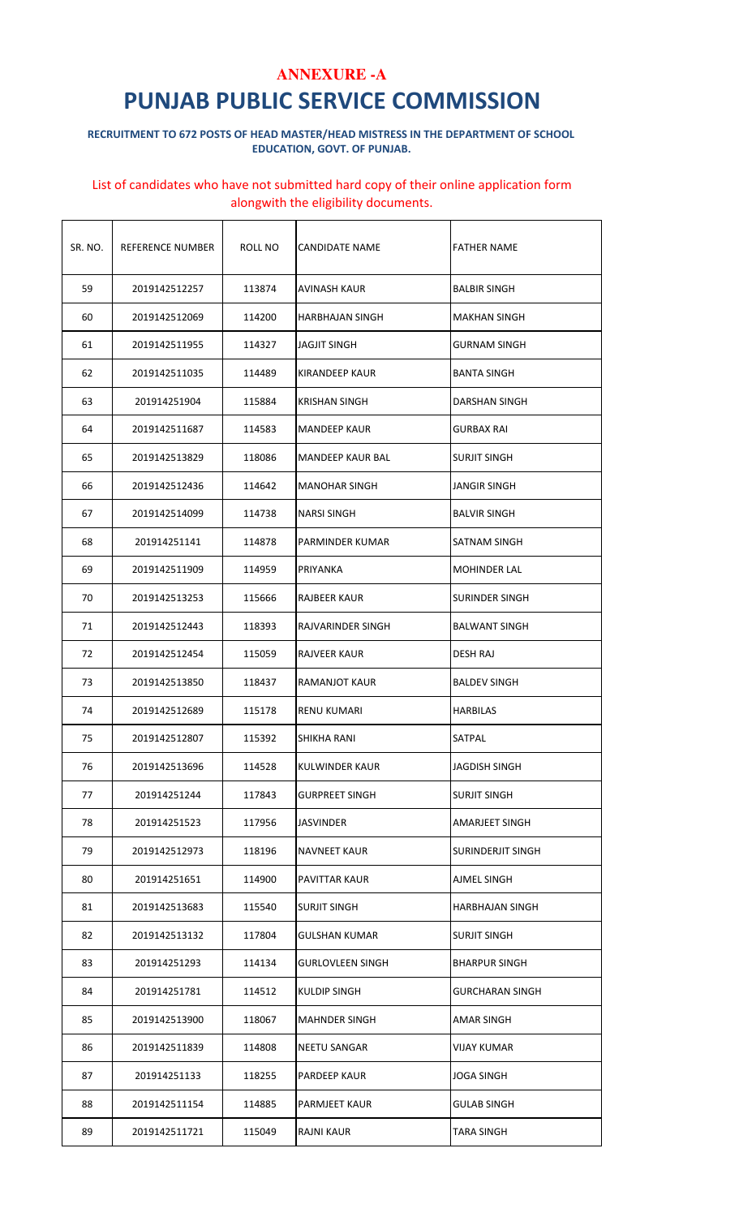## ANNEXURE -A

# PUNJAB PUBLIC SERVICE COMMISSION

**RECRUITMENT TO 672 POSTS OF HEAD MASTER/HEAD MISTRESS IN THE DEPARTMENT OF SCHOOL EDUCATION, GOVT. OF PUNJAB.**

List of candidates who have not submitted hard copy of their online application form alongwith the eligibility documents.

| SR. NO. | REFERENCE NUMBER | ROLL NO | CANDIDATE NAME | FATHER NAME |
|---|---|---|---|---|
| 59 | 2019142512257 | 113874 | AVINASH KAUR | BALBIR SINGH |
| 60 | 2019142512069 | 114200 | HARBHAJAN SINGH | MAKHAN SINGH |
| 61 | 2019142511955 | 114327 | JAGJIT SINGH | GURNAM SINGH |
| 62 | 2019142511035 | 114489 | KIRANDEEP KAUR | BANTA SINGH |
| 63 | 201914251904 | 115884 | KRISHAN SINGH | DARSHAN SINGH |
| 64 | 2019142511687 | 114583 | MANDEEP KAUR | GURBAX RAI |
| 65 | 2019142513829 | 118086 | MANDEEP KAUR BAL | SURJIT SINGH |
| 66 | 2019142512436 | 114642 | MANOHAR SINGH | JANGIR SINGH |
| 67 | 2019142514099 | 114738 | NARSI SINGH | BALVIR SINGH |
| 68 | 201914251141 | 114878 | PARMINDER KUMAR | SATNAM SINGH |
| 69 | 2019142511909 | 114959 | PRIYANKA | MOHINDER LAL |
| 70 | 2019142513253 | 115666 | RAJBEER KAUR | SURINDER SINGH |
| 71 | 2019142512443 | 118393 | RAJVARINDER SINGH | BALWANT SINGH |
| 72 | 2019142512454 | 115059 | RAJVEER KAUR | DESH RAJ |
| 73 | 2019142513850 | 118437 | RAMANJOT KAUR | BALDEV SINGH |
| 74 | 2019142512689 | 115178 | RENU KUMARI | HARBILAS |
| 75 | 2019142512807 | 115392 | SHIKHA RANI | SATPAL |
| 76 | 2019142513696 | 114528 | KULWINDER KAUR | JAGDISH SINGH |
| 77 | 201914251244 | 117843 | GURPREET SINGH | SURJIT SINGH |
| 78 | 201914251523 | 117956 | JASVINDER | AMARJEET SINGH |
| 79 | 2019142512973 | 118196 | NAVNEET KAUR | SURINDERJIT SINGH |
| 80 | 201914251651 | 114900 | PAVITTAR KAUR | AJMEL SINGH |
| 81 | 2019142513683 | 115540 | SURJIT SINGH | HARBHAJAN SINGH |
| 82 | 2019142513132 | 117804 | GULSHAN KUMAR | SURJIT SINGH |
| 83 | 201914251293 | 114134 | GURLOVLEEN SINGH | BHARPUR SINGH |
| 84 | 201914251781 | 114512 | KULDIP SINGH | GURCHARAN SINGH |
| 85 | 2019142513900 | 118067 | MAHNDER SINGH | AMAR SINGH |
| 86 | 2019142511839 | 114808 | NEETU SANGAR | VIJAY KUMAR |
| 87 | 201914251133 | 118255 | PARDEEP KAUR | JOGA SINGH |
| 88 | 2019142511154 | 114885 | PARMJEET KAUR | GULAB SINGH |
| 89 | 2019142511721 | 115049 | RAJNI KAUR | TARA SINGH |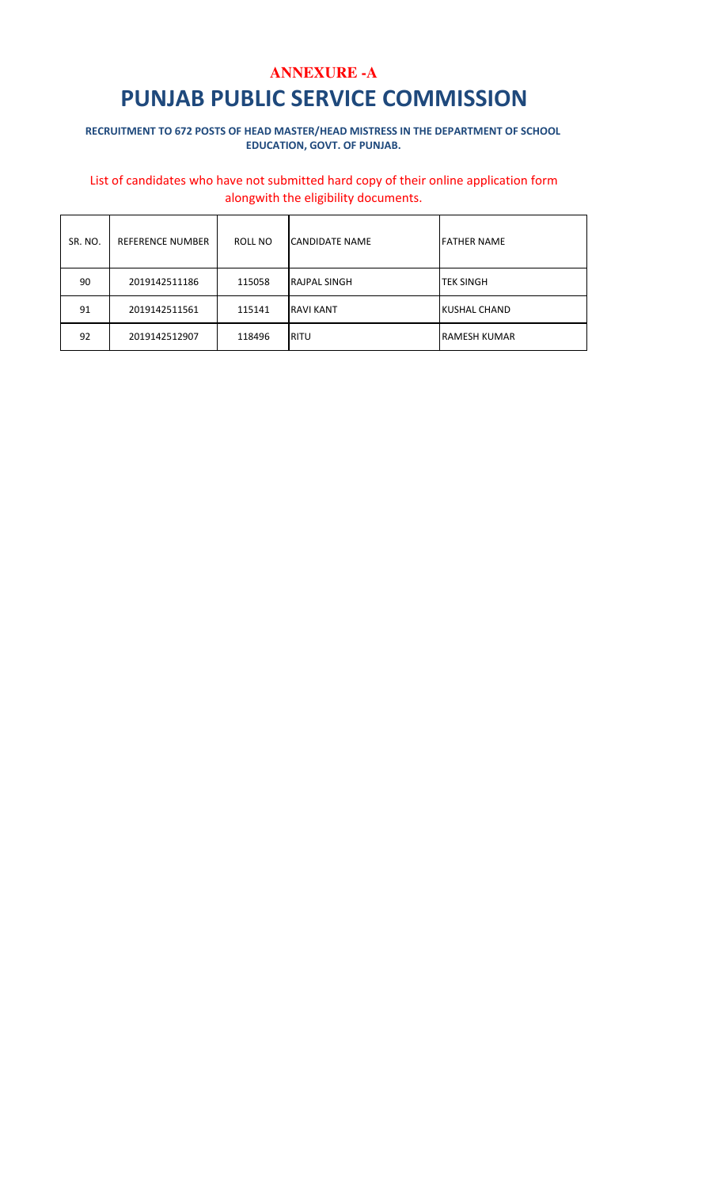## ANNEXURE -A

# PUNJAB PUBLIC SERVICE COMMISSION

**RECRUITMENT TO 672 POSTS OF HEAD MASTER/HEAD MISTRESS IN THE DEPARTMENT OF SCHOOL EDUCATION, GOVT. OF PUNJAB.**

List of candidates who have not submitted hard copy of their online application form alongwith the eligibility documents.

| SR. NO. | REFERENCE NUMBER | ROLL NO | CANDIDATE NAME | FATHER NAME |
|---|---|---|---|---|
| 90 | 2019142511186 | 115058 | RAJPAL SINGH | TEK SINGH |
| 91 | 2019142511561 | 115141 | RAVI KANT | KUSHAL CHAND |
| 92 | 2019142512907 | 118496 | RITU | RAMESH KUMAR |